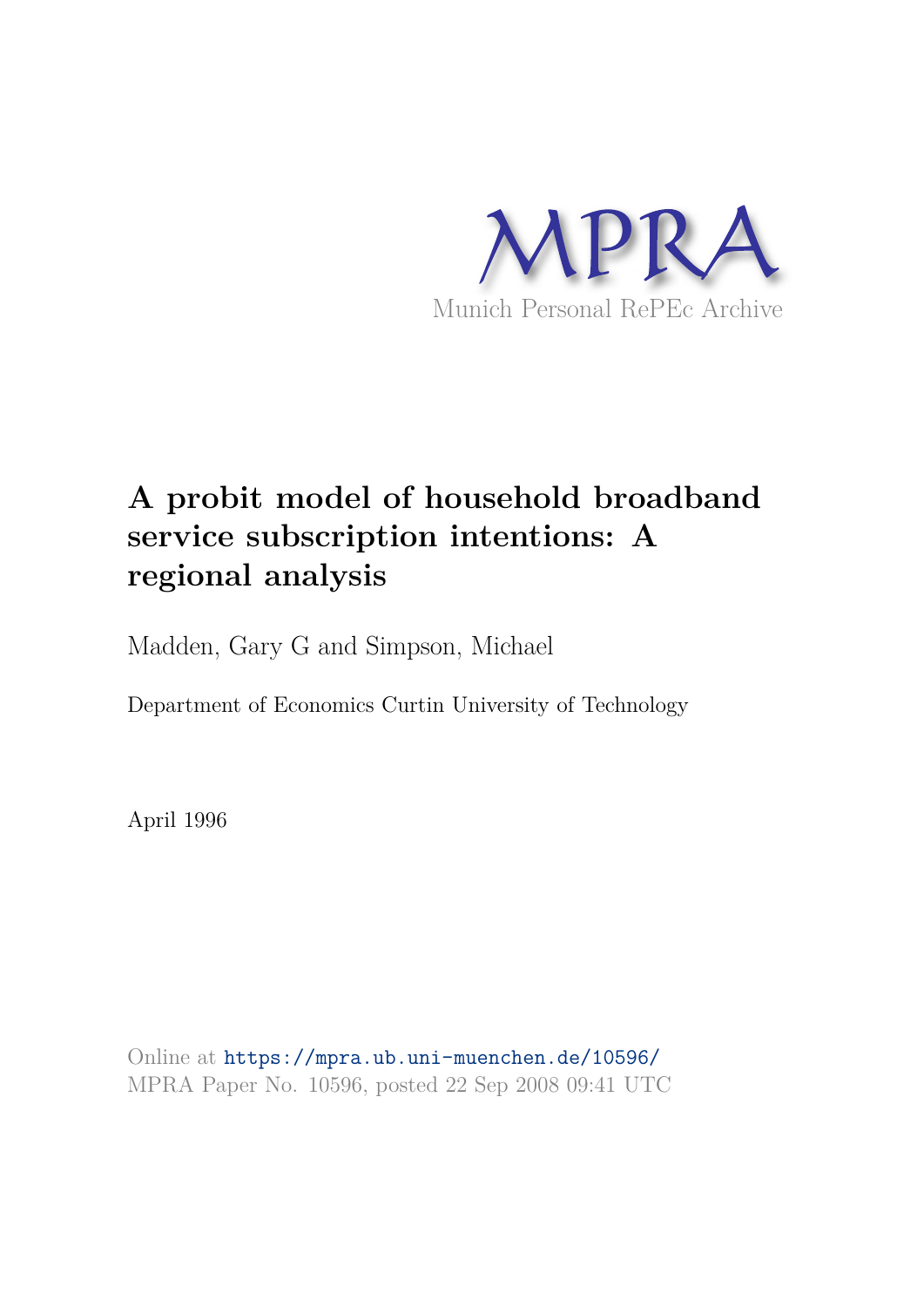MPRA

Munich Personal RePEc Archive

# A probit model of household broadband service subscription intentions: A regional analysis

Madden, Gary G and Simpson, Michael

Department of Economics Curtin University of Technology

April 1996

Online at https://mpra.ub.uni-muenchen.de/10596/
MPRA Paper No. 10596, posted 22 Sep 2008 09:41 UTC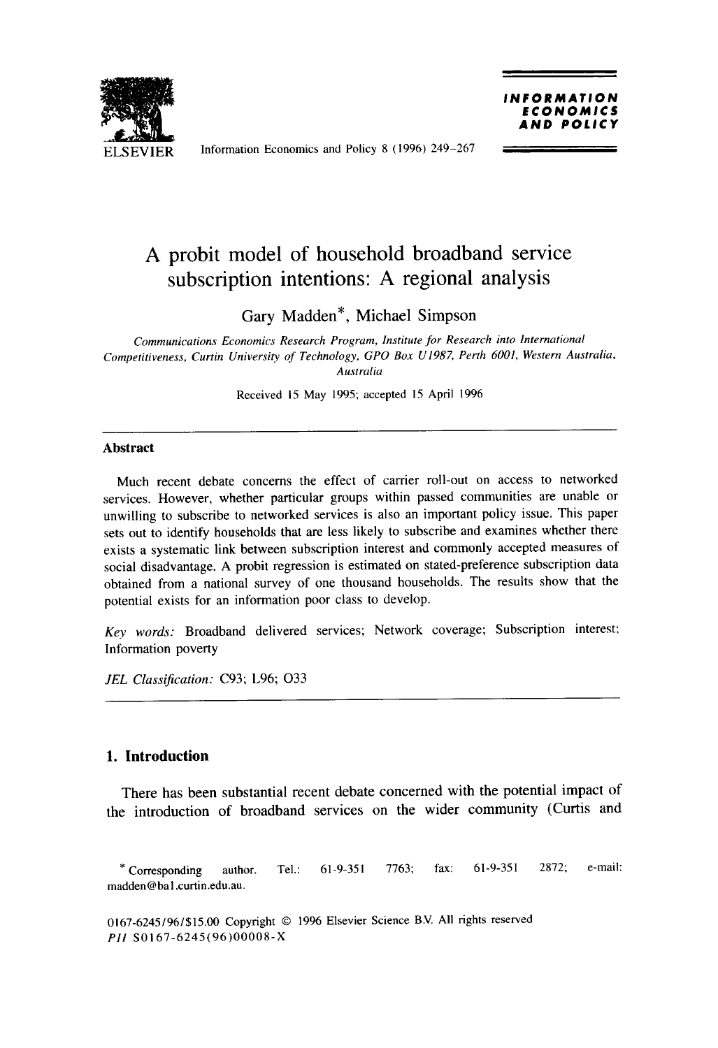# A probit model of household broadband service subscription intentions: A regional analysis

Gary Madden*, Michael Simpson

*Communications Economics Research Program, Institute for Research into International Competitiveness, Curtin University of Technology, GPO Box U1987, Perth 6001, Western Australia, Australia*

Received 15 May 1995; accepted 15 April 1996

## Abstract

Much recent debate concerns the effect of carrier roll-out on access to networked services. However, whether particular groups within passed communities are unable or unwilling to subscribe to networked services is also an important policy issue. This paper sets out to identify households that are less likely to subscribe and examines whether there exists a systematic link between subscription interest and commonly accepted measures of social disadvantage. A probit regression is estimated on stated-preference subscription data obtained from a national survey of one thousand households. The results show that the potential exists for an information poor class to develop.

*Key words:* Broadband delivered services; Network coverage; Subscription interest; Information poverty

*JEL Classification:* C93; L96; O33

## 1. Introduction

There has been substantial recent debate concerned with the potential impact of the introduction of broadband services on the wider community (Curtis and

\* Corresponding author. Tel.: 61-9-351 7763; fax: 61-9-351 2872; e-mail: madden@ba1.curtin.edu.au.

0167-6245/96/$15.00 Copyright © 1996 Elsevier Science B.V. All rights reserved
*PII* S0167-6245(96)00008-X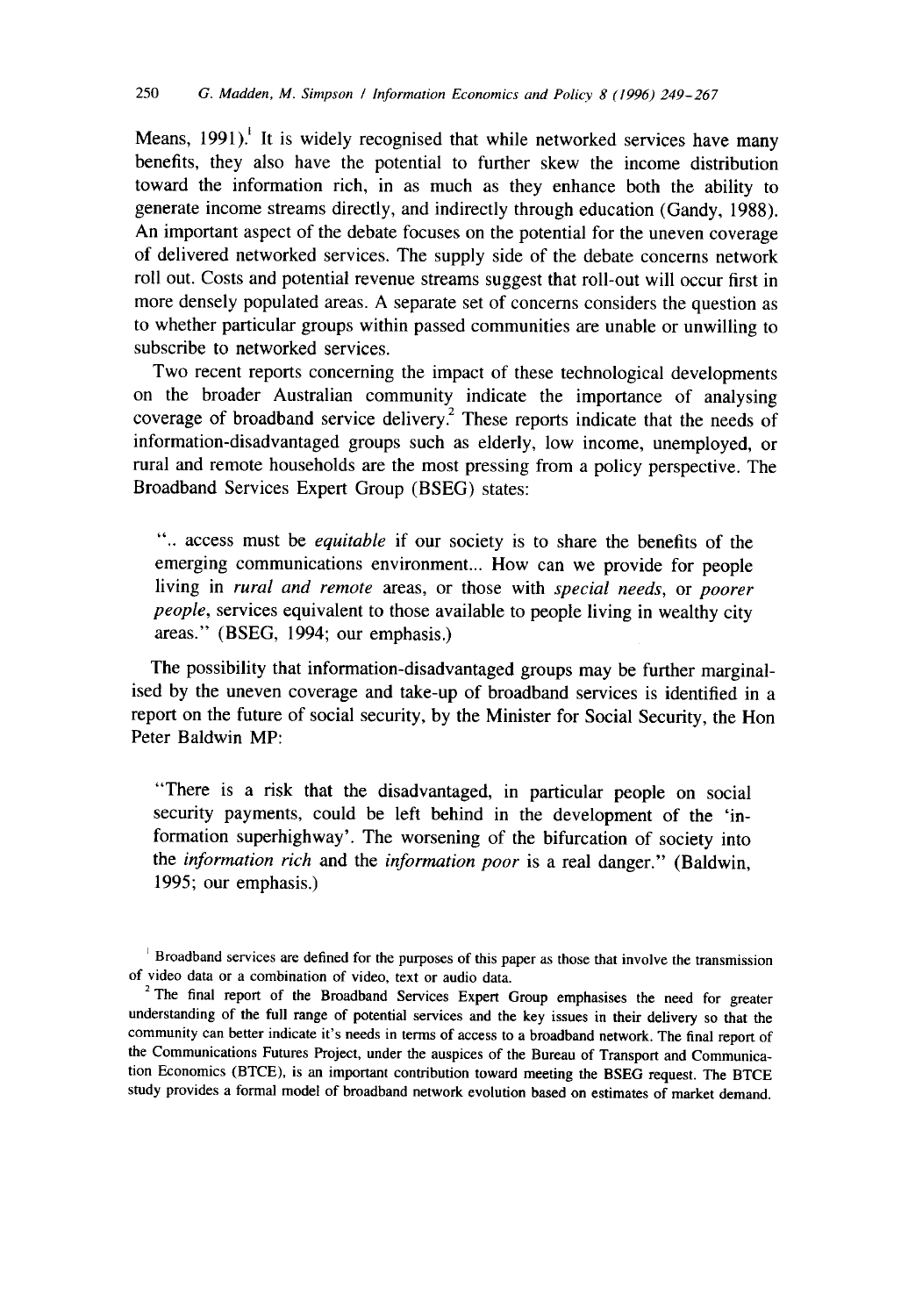Means, 1991).[1] It is widely recognised that while networked services have many benefits, they also have the potential to further skew the income distribution toward the information rich, in as much as they enhance both the ability to generate income streams directly, and indirectly through education (Gandy, 1988). An important aspect of the debate focuses on the potential for the uneven coverage of delivered networked services. The supply side of the debate concerns network roll out. Costs and potential revenue streams suggest that roll-out will occur first in more densely populated areas. A separate set of concerns considers the question as to whether particular groups within passed communities are unable or unwilling to subscribe to networked services.

Two recent reports concerning the impact of these technological developments on the broader Australian community indicate the importance of analysing coverage of broadband service delivery.[2] These reports indicate that the needs of information-disadvantaged groups such as elderly, low income, unemployed, or rural and remote households are the most pressing from a policy perspective. The Broadband Services Expert Group (BSEG) states:

> ".. access must be *equitable* if our society is to share the benefits of the emerging communications environment... How can we provide for people living in *rural and remote* areas, or those with *special needs*, or *poorer people*, services equivalent to those available to people living in wealthy city areas." (BSEG, 1994; our emphasis.)

The possibility that information-disadvantaged groups may be further marginalised by the uneven coverage and take-up of broadband services is identified in a report on the future of social security, by the Minister for Social Security, the Hon Peter Baldwin MP:

> "There is a risk that the disadvantaged, in particular people on social security payments, could be left behind in the development of the 'information superhighway'. The worsening of the bifurcation of society into the *information rich* and the *information poor* is a real danger." (Baldwin, 1995; our emphasis.)

[1] Broadband services are defined for the purposes of this paper as those that involve the transmission of video data or a combination of video, text or audio data.

[2] The final report of the Broadband Services Expert Group emphasises the need for greater understanding of the full range of potential services and the key issues in their delivery so that the community can better indicate it's needs in terms of access to a broadband network. The final report of the Communications Futures Project, under the auspices of the Bureau of Transport and Communication Economics (BTCE), is an important contribution toward meeting the BSEG request. The BTCE study provides a formal model of broadband network evolution based on estimates of market demand.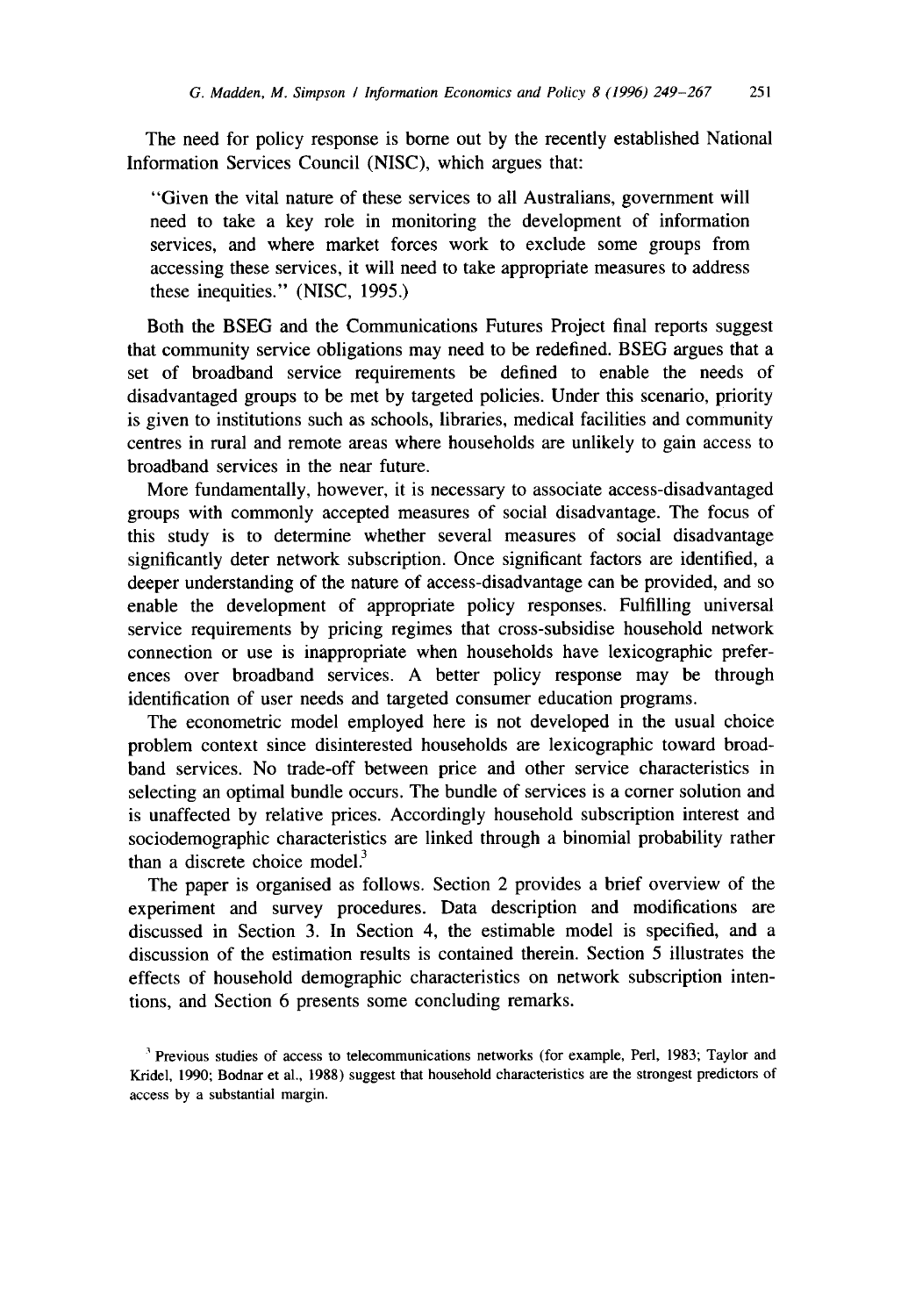The need for policy response is borne out by the recently established National Information Services Council (NISC), which argues that:

> "Given the vital nature of these services to all Australians, government will need to take a key role in monitoring the development of information services, and where market forces work to exclude some groups from accessing these services, it will need to take appropriate measures to address these inequities." (NISC, 1995.)

Both the BSEG and the Communications Futures Project final reports suggest that community service obligations may need to be redefined. BSEG argues that a set of broadband service requirements be defined to enable the needs of disadvantaged groups to be met by targeted policies. Under this scenario, priority is given to institutions such as schools, libraries, medical facilities and community centres in rural and remote areas where households are unlikely to gain access to broadband services in the near future.

More fundamentally, however, it is necessary to associate access-disadvantaged groups with commonly accepted measures of social disadvantage. The focus of this study is to determine whether several measures of social disadvantage significantly deter network subscription. Once significant factors are identified, a deeper understanding of the nature of access-disadvantage can be provided, and so enable the development of appropriate policy responses. Fulfilling universal service requirements by pricing regimes that cross-subsidise household network connection or use is inappropriate when households have lexicographic preferences over broadband services. A better policy response may be through identification of user needs and targeted consumer education programs.

The econometric model employed here is not developed in the usual choice problem context since disinterested households are lexicographic toward broadband services. No trade-off between price and other service characteristics in selecting an optimal bundle occurs. The bundle of services is a corner solution and is unaffected by relative prices. Accordingly household subscription interest and sociodemographic characteristics are linked through a binomial probability rather than a discrete choice model.[3]

The paper is organised as follows. Section 2 provides a brief overview of the experiment and survey procedures. Data description and modifications are discussed in Section 3. In Section 4, the estimable model is specified, and a discussion of the estimation results is contained therein. Section 5 illustrates the effects of household demographic characteristics on network subscription intentions, and Section 6 presents some concluding remarks.

[3] Previous studies of access to telecommunications networks (for example, Perl, 1983; Taylor and Kridel, 1990; Bodnar et al., 1988) suggest that household characteristics are the strongest predictors of access by a substantial margin.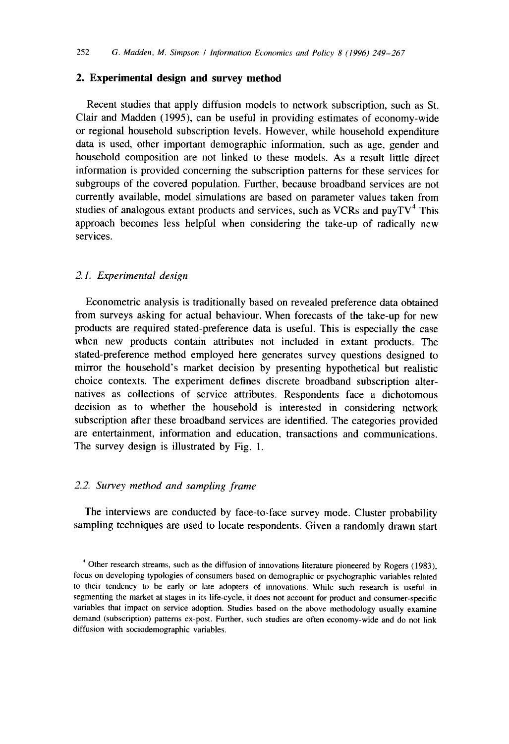## 2. Experimental design and survey method

Recent studies that apply diffusion models to network subscription, such as St. Clair and Madden (1995), can be useful in providing estimates of economy-wide or regional household subscription levels. However, while household expenditure data is used, other important demographic information, such as age, gender and household composition are not linked to these models. As a result little direct information is provided concerning the subscription patterns for these services for subgroups of the covered population. Further, because broadband services are not currently available, model simulations are based on parameter values taken from studies of analogous extant products and services, such as VCRs and payTV[4] This approach becomes less helpful when considering the take-up of radically new services.

### 2.1. Experimental design

Econometric analysis is traditionally based on revealed preference data obtained from surveys asking for actual behaviour. When forecasts of the take-up for new products are required stated-preference data is useful. This is especially the case when new products contain attributes not included in extant products. The stated-preference method employed here generates survey questions designed to mirror the household's market decision by presenting hypothetical but realistic choice contexts. The experiment defines discrete broadband subscription alternatives as collections of service attributes. Respondents face a dichotomous decision as to whether the household is interested in considering network subscription after these broadband services are identified. The categories provided are entertainment, information and education, transactions and communications. The survey design is illustrated by Fig. 1.

### 2.2. Survey method and sampling frame

The interviews are conducted by face-to-face survey mode. Cluster probability sampling techniques are used to locate respondents. Given a randomly drawn start

[4] Other research streams, such as the diffusion of innovations literature pioneered by Rogers (1983), focus on developing typologies of consumers based on demographic or psychographic variables related to their tendency to be early or late adopters of innovations. While such research is useful in segmenting the market at stages in its life-cycle, it does not account for product and consumer-specific variables that impact on service adoption. Studies based on the above methodology usually examine demand (subscription) patterns ex-post. Further, such studies are often economy-wide and do not link diffusion with sociodemographic variables.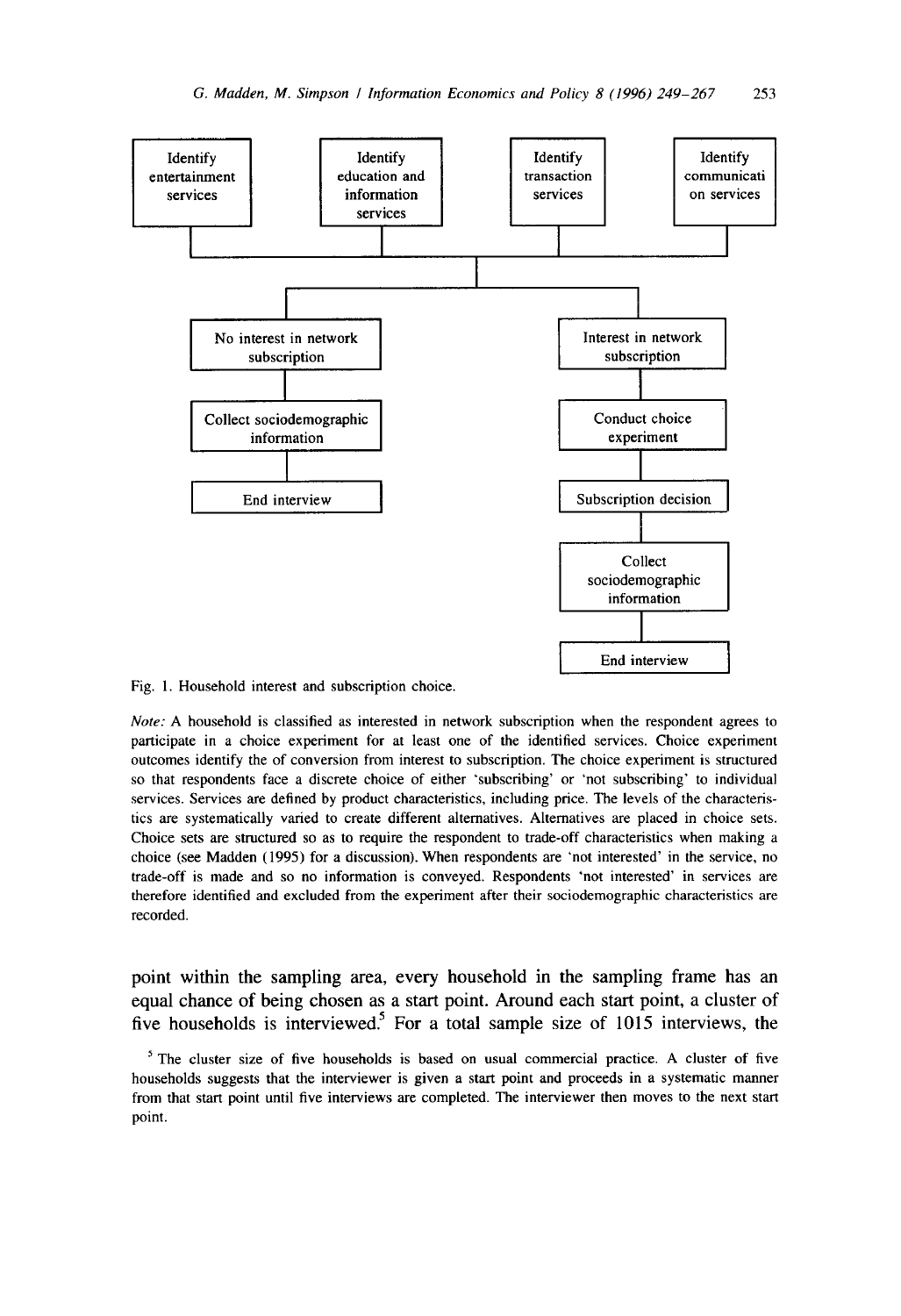Identify entertainment services

Identify education and information services

Identify transaction services

Identify communication services

No interest in network subscription → Collect sociodemographic information → End interview

Interest in network subscription → Conduct choice experiment → Subscription decision → Collect sociodemographic information → End interview

Fig. 1. Household interest and subscription choice.

*Note:* A household is classified as interested in network subscription when the respondent agrees to participate in a choice experiment for at least one of the identified services. Choice experiment outcomes identify the of conversion from interest to subscription. The choice experiment is structured so that respondents face a discrete choice of either 'subscribing' or 'not subscribing' to individual services. Services are defined by product characteristics, including price. The levels of the characteristics are systematically varied to create different alternatives. Alternatives are placed in choice sets. Choice sets are structured so as to require the respondent to trade-off characteristics when making a choice (see Madden (1995) for a discussion). When respondents are 'not interested' in the service, no trade-off is made and so no information is conveyed. Respondents 'not interested' in services are therefore identified and excluded from the experiment after their sociodemographic characteristics are recorded.

point within the sampling area, every household in the sampling frame has an equal chance of being chosen as a start point. Around each start point, a cluster of five households is interviewed.[5] For a total sample size of 1015 interviews, the

[5] The cluster size of five households is based on usual commercial practice. A cluster of five households suggests that the interviewer is given a start point and proceeds in a systematic manner from that start point until five interviews are completed. The interviewer then moves to the next start point.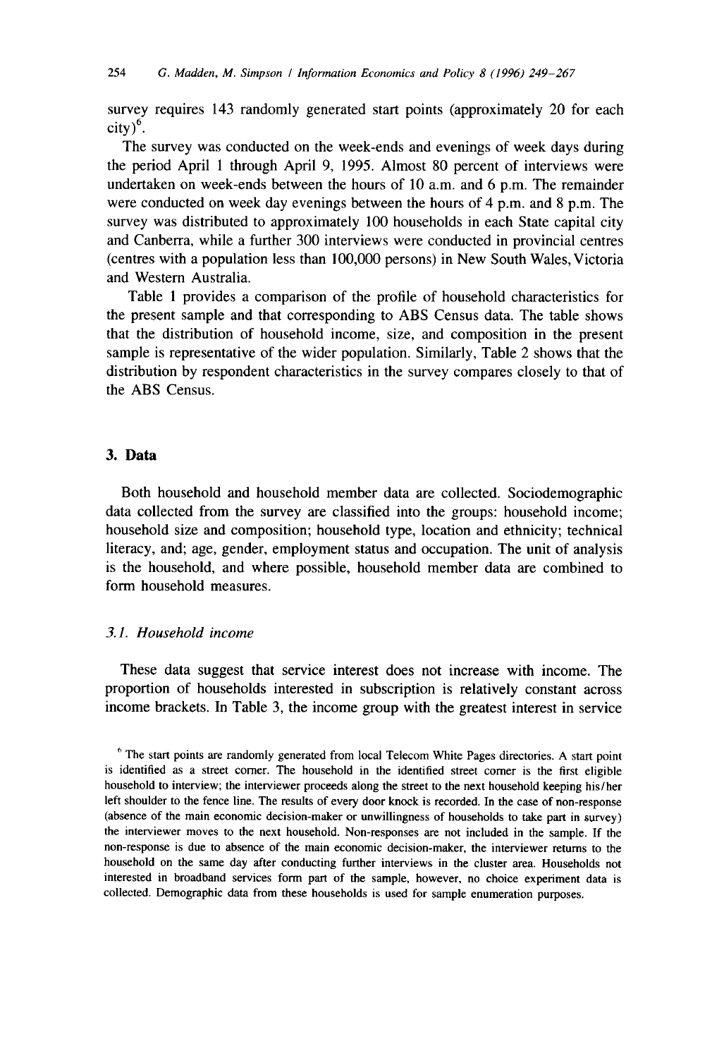survey requires 143 randomly generated start points (approximately 20 for each city)[6].

The survey was conducted on the week-ends and evenings of week days during the period April 1 through April 9, 1995. Almost 80 percent of interviews were undertaken on week-ends between the hours of 10 a.m. and 6 p.m. The remainder were conducted on week day evenings between the hours of 4 p.m. and 8 p.m. The survey was distributed to approximately 100 households in each State capital city and Canberra, while a further 300 interviews were conducted in provincial centres (centres with a population less than 100,000 persons) in New South Wales, Victoria and Western Australia.

Table 1 provides a comparison of the profile of household characteristics for the present sample and that corresponding to ABS Census data. The table shows that the distribution of household income, size, and composition in the present sample is representative of the wider population. Similarly, Table 2 shows that the distribution by respondent characteristics in the survey compares closely to that of the ABS Census.

## 3. Data

Both household and household member data are collected. Sociodemographic data collected from the survey are classified into the groups: household income; household size and composition; household type, location and ethnicity; technical literacy, and; age, gender, employment status and occupation. The unit of analysis is the household, and where possible, household member data are combined to form household measures.

### 3.1. Household income

These data suggest that service interest does not increase with income. The proportion of households interested in subscription is relatively constant across income brackets. In Table 3, the income group with the greatest interest in service

[6] The start points are randomly generated from local Telecom White Pages directories. A start point is identified as a street corner. The household in the identified street corner is the first eligible household to interview; the interviewer proceeds along the street to the next household keeping his/her left shoulder to the fence line. The results of every door knock is recorded. In the case of non-response (absence of the main economic decision-maker or unwillingness of households to take part in survey) the interviewer moves to the next household. Non-responses are not included in the sample. If the non-response is due to absence of the main economic decision-maker, the interviewer returns to the household on the same day after conducting further interviews in the cluster area. Households not interested in broadband services form part of the sample, however, no choice experiment data is collected. Demographic data from these households is used for sample enumeration purposes.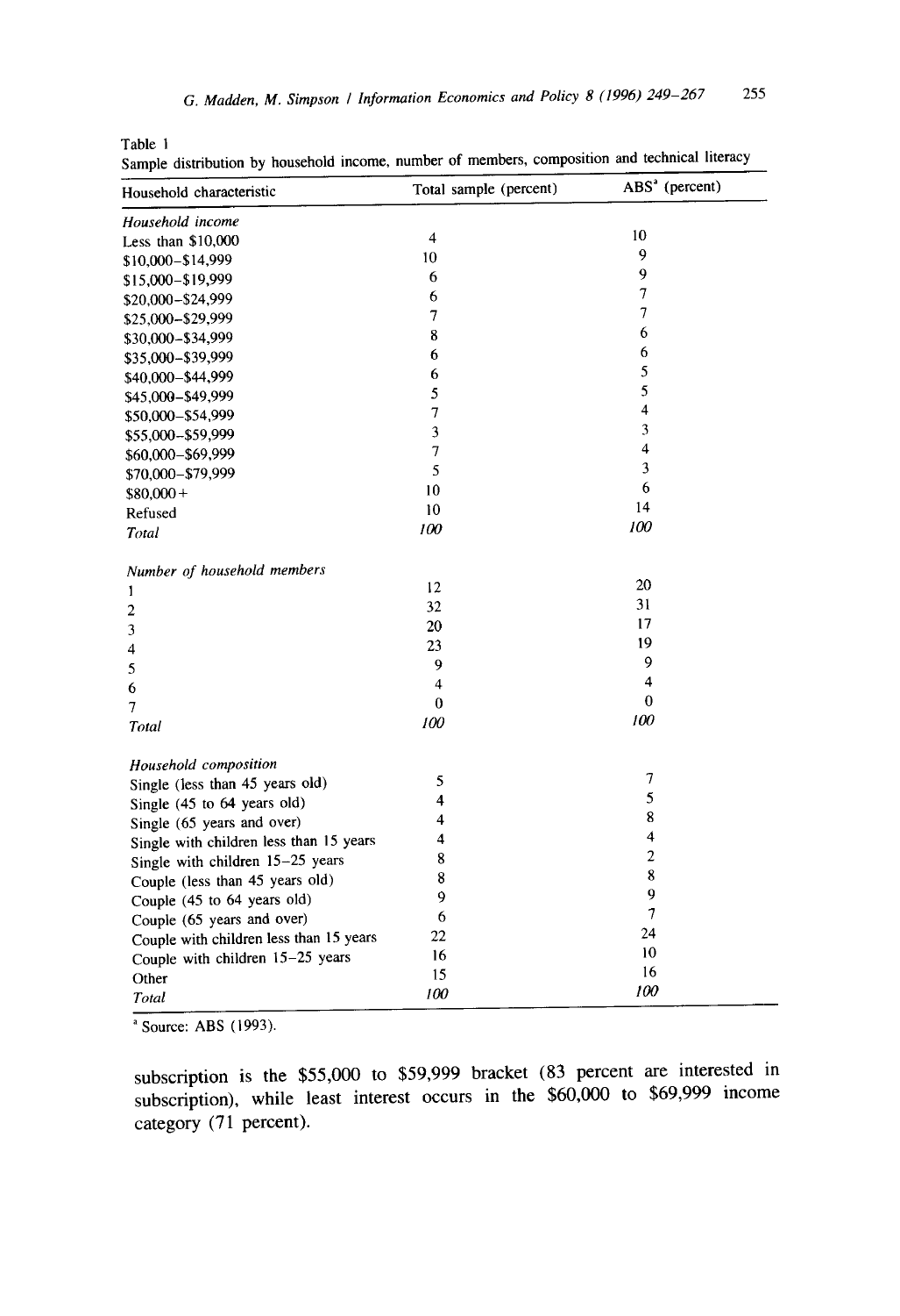Table 1
Sample distribution by household income, number of members, composition and technical literacy

| Household characteristic | Total sample (percent) | ABS[a] (percent) |
|---|---|---|
| *Household income* | | |
| Less than $10,000 | 4 | 10 |
| $10,000–$14,999 | 10 | 9 |
| $15,000–$19,999 | 6 | 9 |
| $20,000–$24,999 | 6 | 7 |
| $25,000–$29,999 | 7 | 7 |
| $30,000–$34,999 | 8 | 6 |
| $35,000–$39,999 | 6 | 6 |
| $40,000–$44,999 | 6 | 5 |
| $45,000–$49,999 | 5 | 5 |
| $50,000–$54,999 | 7 | 4 |
| $55,000–$59,999 | 3 | 3 |
| $60,000–$69,999 | 7 | 4 |
| $70,000–$79,999 | 5 | 3 |
| $80,000+ | 10 | 6 |
| Refused | 10 | 14 |
| *Total* | *100* | *100* |
| *Number of household members* | | |
| 1 | 12 | 20 |
| 2 | 32 | 31 |
| 3 | 20 | 17 |
| 4 | 23 | 19 |
| 5 | 9 | 9 |
| 6 | 4 | 4 |
| 7 | 0 | 0 |
| *Total* | *100* | *100* |
| *Household composition* | | |
| Single (less than 45 years old) | 5 | 7 |
| Single (45 to 64 years old) | 4 | 5 |
| Single (65 years and over) | 4 | 8 |
| Single with children less than 15 years | 4 | 4 |
| Single with children 15–25 years | 8 | 2 |
| Couple (less than 45 years old) | 8 | 8 |
| Couple (45 to 64 years old) | 9 | 9 |
| Couple (65 years and over) | 6 | 7 |
| Couple with children less than 15 years | 22 | 24 |
| Couple with children 15–25 years | 16 | 10 |
| Other | 15 | 16 |
| *Total* | *100* | *100* |

[a] Source: ABS (1993).

subscription is the $55,000 to $59,999 bracket (83 percent are interested in subscription), while least interest occurs in the $60,000 to $69,999 income category (71 percent).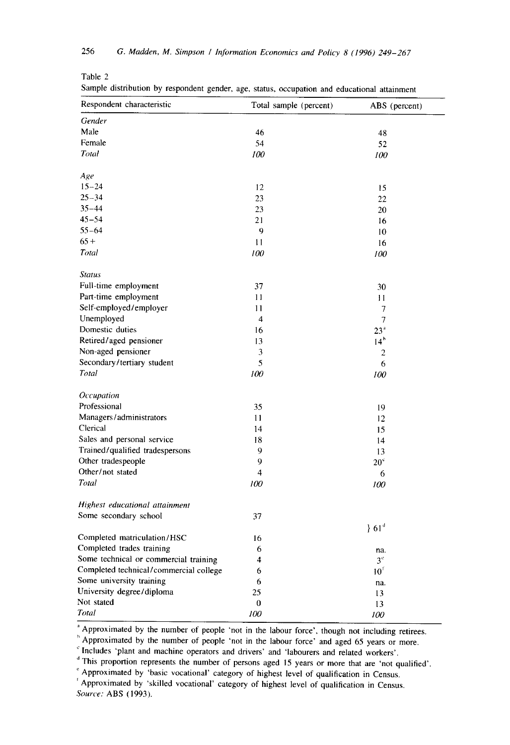Table 2

Sample distribution by respondent gender, age, status, occupation and educational attainment

| Respondent characteristic | Total sample (percent) | ABS (percent) |
|---|---|---|
| *Gender* | | |
| Male | 46 | 48 |
| Female | 54 | 52 |
| *Total* | *100* | *100* |
| *Age* | | |
| 15–24 | 12 | 15 |
| 25–34 | 23 | 22 |
| 35–44 | 23 | 20 |
| 45–54 | 21 | 16 |
| 55–64 | 9 | 10 |
| 65+ | 11 | 16 |
| *Total* | *100* | *100* |
| *Status* | | |
| Full-time employment | 37 | 30 |
| Part-time employment | 11 | 11 |
| Self-employed/employer | 11 | 7 |
| Unemployed | 4 | 7 |
| Domestic duties | 16 | 23[a] |
| Retired/aged pensioner | 13 | 14[b] |
| Non-aged pensioner | 3 | 2 |
| Secondary/tertiary student | 5 | 6 |
| *Total* | *100* | *100* |
| *Occupation* | | |
| Professional | 35 | 19 |
| Managers/administrators | 11 | 12 |
| Clerical | 14 | 15 |
| Sales and personal service | 18 | 14 |
| Trained/qualified tradespersons | 9 | 13 |
| Other tradespeople | 9 | 20[c] |
| Other/not stated | 4 | 6 |
| *Total* | *100* | *100* |
| *Highest educational attainment* | | |
| Some secondary school | 37 | } 61[d] |
| Completed matriculation/HSC | 16 | |
| Completed trades training | 6 | na. |
| Some technical or commercial training | 4 | 3[e] |
| Completed technical/commercial college | 6 | 10[f] |
| Some university training | 6 | na. |
| University degree/diploma | 25 | 13 |
| Not stated | 0 | 13 |
| *Total* | *100* | *100* |

[a] Approximated by the number of people 'not in the labour force', though not including retirees.
[b] Approximated by the number of people 'not in the labour force' and aged 65 years or more.
[c] Includes 'plant and machine operators and drivers' and 'labourers and related workers'.
[d] This proportion represents the number of persons aged 15 years or more that are 'not qualified'.
[e] Approximated by 'basic vocational' category of highest level of qualification in Census.
[f] Approximated by 'skilled vocational' category of highest level of qualification in Census.
*Source:* ABS (1993).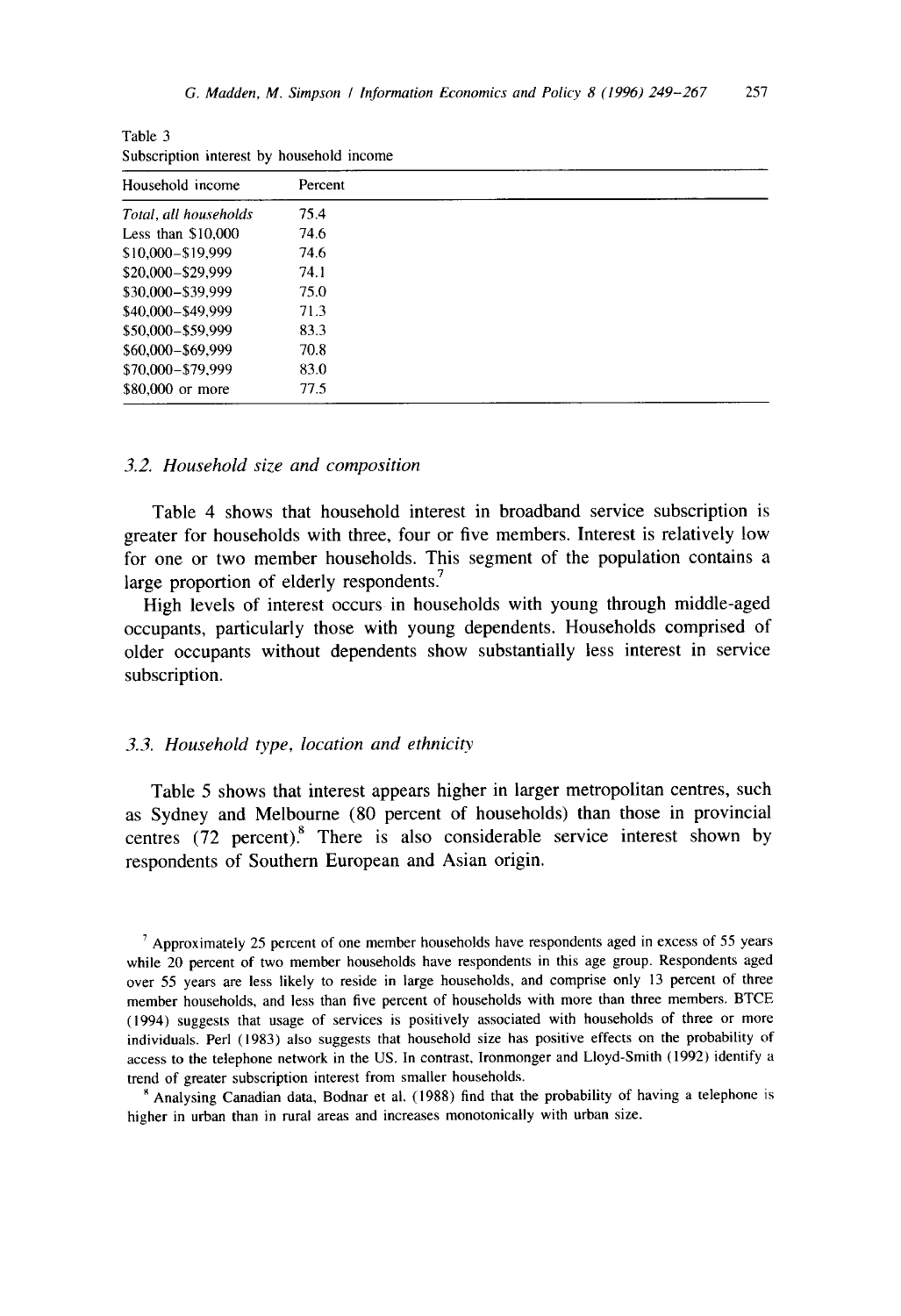Table 3
Subscription interest by household income

| Household income | Percent |
|---|---|
| *Total, all households* | 75.4 |
| Less than $10,000 | 74.6 |
| $10,000–$19,999 | 74.6 |
| $20,000–$29,999 | 74.1 |
| $30,000–$39,999 | 75.0 |
| $40,000–$49,999 | 71.3 |
| $50,000–$59,999 | 83.3 |
| $60,000–$69,999 | 70.8 |
| $70,000–$79,999 | 83.0 |
| $80,000 or more | 77.5 |

### *3.2. Household size and composition*

Table 4 shows that household interest in broadband service subscription is greater for households with three, four or five members. Interest is relatively low for one or two member households. This segment of the population contains a large proportion of elderly respondents.[7]

High levels of interest occurs in households with young through middle-aged occupants, particularly those with young dependents. Households comprised of older occupants without dependents show substantially less interest in service subscription.

### *3.3. Household type, location and ethnicity*

Table 5 shows that interest appears higher in larger metropolitan centres, such as Sydney and Melbourne (80 percent of households) than those in provincial centres (72 percent).[8] There is also considerable service interest shown by respondents of Southern European and Asian origin.

[7] Approximately 25 percent of one member households have respondents aged in excess of 55 years while 20 percent of two member households have respondents in this age group. Respondents aged over 55 years are less likely to reside in large households, and comprise only 13 percent of three member households, and less than five percent of households with more than three members. BTCE (1994) suggests that usage of services is positively associated with households of three or more individuals. Perl (1983) also suggests that household size has positive effects on the probability of access to the telephone network in the US. In contrast, Ironmonger and Lloyd-Smith (1992) identify a trend of greater subscription interest from smaller households.

[8] Analysing Canadian data, Bodnar et al. (1988) find that the probability of having a telephone is higher in urban than in rural areas and increases monotonically with urban size.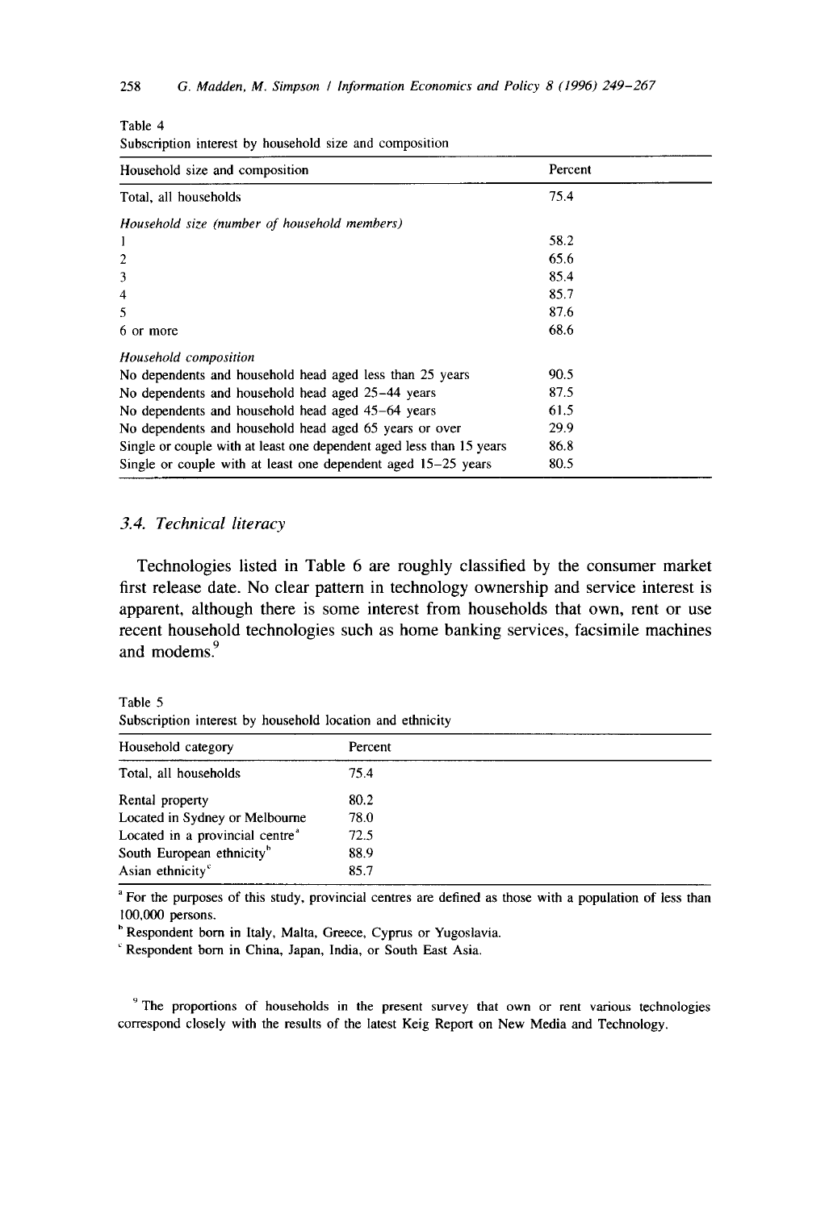Table 4
Subscription interest by household size and composition

| Household size and composition | Percent |
|---|---|
| Total, all households | 75.4 |
| *Household size (number of household members)* | |
| 1 | 58.2 |
| 2 | 65.6 |
| 3 | 85.4 |
| 4 | 85.7 |
| 5 | 87.6 |
| 6 or more | 68.6 |
| *Household composition* | |
| No dependents and household head aged less than 25 years | 90.5 |
| No dependents and household head aged 25–44 years | 87.5 |
| No dependents and household head aged 45–64 years | 61.5 |
| No dependents and household head aged 65 years or over | 29.9 |
| Single or couple with at least one dependent aged less than 15 years | 86.8 |
| Single or couple with at least one dependent aged 15–25 years | 80.5 |

### 3.4. Technical literacy

Technologies listed in Table 6 are roughly classified by the consumer market first release date. No clear pattern in technology ownership and service interest is apparent, although there is some interest from households that own, rent or use recent household technologies such as home banking services, facsimile machines and modems.[9]

Table 5
Subscription interest by household location and ethnicity

| Household category | Percent |
|---|---|
| Total, all households | 75.4 |
| Rental property | 80.2 |
| Located in Sydney or Melbourne | 78.0 |
| Located in a provincial centre[a] | 72.5 |
| South European ethnicity[b] | 88.9 |
| Asian ethnicity[c] | 85.7 |

[a] For the purposes of this study, provincial centres are defined as those with a population of less than 100,000 persons.
[b] Respondent born in Italy, Malta, Greece, Cyprus or Yugoslavia.
[c] Respondent born in China, Japan, India, or South East Asia.

[9] The proportions of households in the present survey that own or rent various technologies correspond closely with the results of the latest Keig Report on New Media and Technology.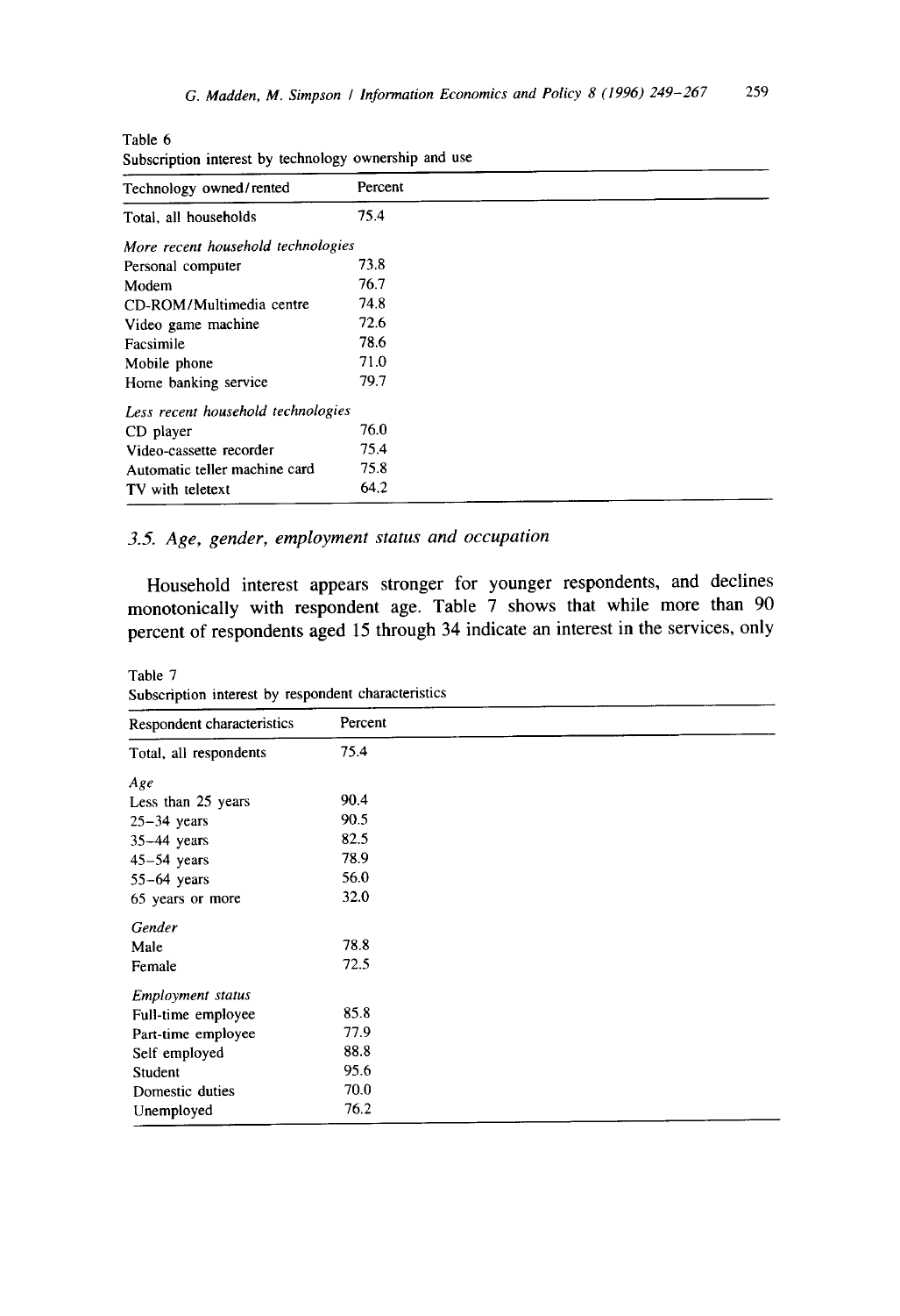Table 6
Subscription interest by technology ownership and use

| Technology owned/rented | Percent |
|---|---|
| Total, all households | 75.4 |
| *More recent household technologies* | |
| Personal computer | 73.8 |
| Modem | 76.7 |
| CD-ROM/Multimedia centre | 74.8 |
| Video game machine | 72.6 |
| Facsimile | 78.6 |
| Mobile phone | 71.0 |
| Home banking service | 79.7 |
| *Less recent household technologies* | |
| CD player | 76.0 |
| Video-cassette recorder | 75.4 |
| Automatic teller machine card | 75.8 |
| TV with teletext | 64.2 |

### *3.5. Age, gender, employment status and occupation*

Household interest appears stronger for younger respondents, and declines monotonically with respondent age. Table 7 shows that while more than 90 percent of respondents aged 15 through 34 indicate an interest in the services, only

Table 7
Subscription interest by respondent characteristics

| Respondent characteristics | Percent |
|---|---|
| Total, all respondents | 75.4 |
| *Age* | |
| Less than 25 years | 90.4 |
| 25–34 years | 90.5 |
| 35–44 years | 82.5 |
| 45–54 years | 78.9 |
| 55–64 years | 56.0 |
| 65 years or more | 32.0 |
| *Gender* | |
| Male | 78.8 |
| Female | 72.5 |
| *Employment status* | |
| Full-time employee | 85.8 |
| Part-time employee | 77.9 |
| Self employed | 88.8 |
| Student | 95.6 |
| Domestic duties | 70.0 |
| Unemployed | 76.2 |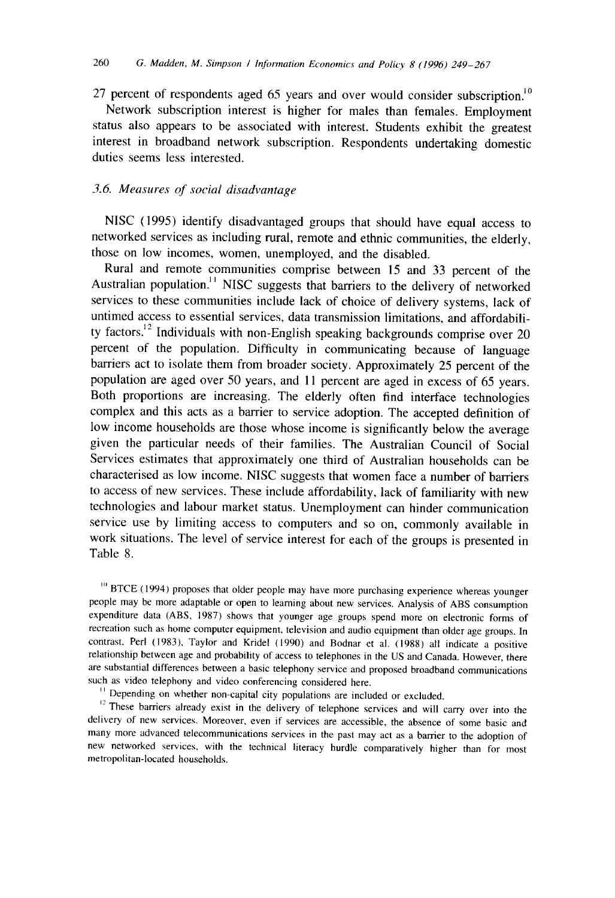27 percent of respondents aged 65 years and over would consider subscription.[10]

Network subscription interest is higher for males than females. Employment status also appears to be associated with interest. Students exhibit the greatest interest in broadband network subscription. Respondents undertaking domestic duties seems less interested.

### 3.6. *Measures of social disadvantage*

NISC (1995) identify disadvantaged groups that should have equal access to networked services as including rural, remote and ethnic communities, the elderly, those on low incomes, women, unemployed, and the disabled.

Rural and remote communities comprise between 15 and 33 percent of the Australian population.[11] NISC suggests that barriers to the delivery of networked services to these communities include lack of choice of delivery systems, lack of untimed access to essential services, data transmission limitations, and affordability factors.[12] Individuals with non-English speaking backgrounds comprise over 20 percent of the population. Difficulty in communicating because of language barriers act to isolate them from broader society. Approximately 25 percent of the population are aged over 50 years, and 11 percent are aged in excess of 65 years. Both proportions are increasing. The elderly often find interface technologies complex and this acts as a barrier to service adoption. The accepted definition of low income households are those whose income is significantly below the average given the particular needs of their families. The Australian Council of Social Services estimates that approximately one third of Australian households can be characterised as low income. NISC suggests that women face a number of barriers to access of new services. These include affordability, lack of familiarity with new technologies and labour market status. Unemployment can hinder communication service use by limiting access to computers and so on, commonly available in work situations. The level of service interest for each of the groups is presented in Table 8.

[10] BTCE (1994) proposes that older people may have more purchasing experience whereas younger people may be more adaptable or open to learning about new services. Analysis of ABS consumption expenditure data (ABS, 1987) shows that younger age groups spend more on electronic forms of recreation such as home computer equipment, television and audio equipment than older age groups. In contrast, Perl (1983), Taylor and Kridel (1990) and Bodnar et al. (1988) all indicate a positive relationship between age and probability of access to telephones in the US and Canada. However, there are substantial differences between a basic telephony service and proposed broadband communications such as video telephony and video conferencing considered here.

[11] Depending on whether non-capital city populations are included or excluded.

[12] These barriers already exist in the delivery of telephone services and will carry over into the delivery of new services. Moreover, even if services are accessible, the absence of some basic and many more advanced telecommunications services in the past may act as a barrier to the adoption of new networked services, with the technical literacy hurdle comparatively higher than for most metropolitan-located households.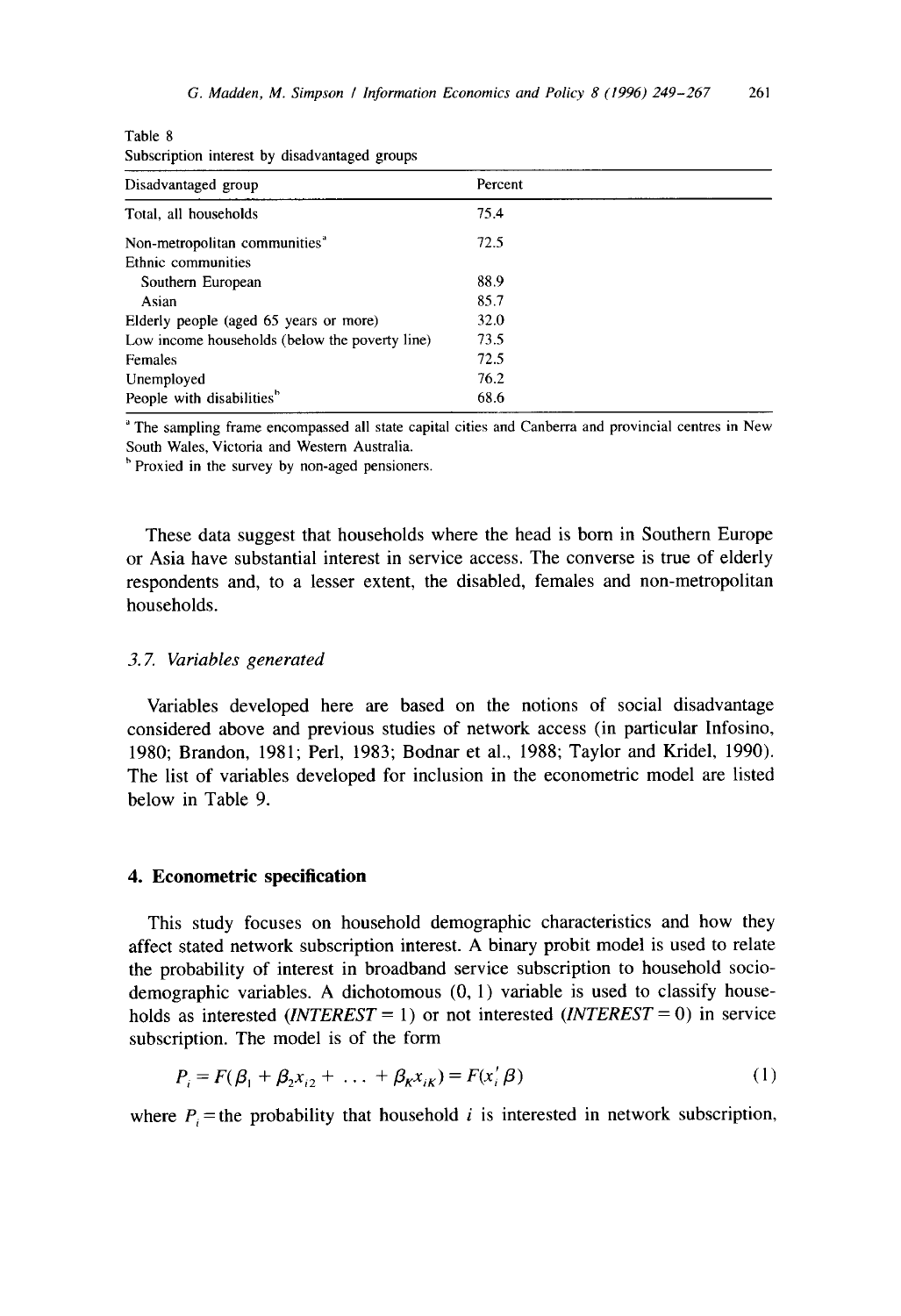Table 8
Subscription interest by disadvantaged groups

| Disadvantaged group | Percent |
|---|---|
| Total, all households | 75.4 |
| Non-metropolitan communities[a] | 72.5 |
| Ethnic communities | |
| Southern European | 88.9 |
| Asian | 85.7 |
| Elderly people (aged 65 years or more) | 32.0 |
| Low income households (below the poverty line) | 73.5 |
| Females | 72.5 |
| Unemployed | 76.2 |
| People with disabilities[b] | 68.6 |

[a] The sampling frame encompassed all state capital cities and Canberra and provincial centres in New South Wales, Victoria and Western Australia.

[b] Proxied in the survey by non-aged pensioners.

These data suggest that households where the head is born in Southern Europe or Asia have substantial interest in service access. The converse is true of elderly respondents and, to a lesser extent, the disabled, females and non-metropolitan households.

### *3.7. Variables generated*

Variables developed here are based on the notions of social disadvantage considered above and previous studies of network access (in particular Infosino, 1980; Brandon, 1981; Perl, 1983; Bodnar et al., 1988; Taylor and Kridel, 1990). The list of variables developed for inclusion in the econometric model are listed below in Table 9.

## **4. Econometric specification**

This study focuses on household demographic characteristics and how they affect stated network subscription interest. A binary probit model is used to relate the probability of interest in broadband service subscription to household socio-demographic variables. A dichotomous (0, 1) variable is used to classify households as interested (*INTEREST* = 1) or not interested (*INTEREST* = 0) in service subscription. The model is of the form

$$P_i = F(\beta_1 + \beta_2 x_{i2} + \ldots + \beta_K x_{iK}) = F(x_i' \beta) \tag{1}$$

where $P_i$ = the probability that household $i$ is interested in network subscription,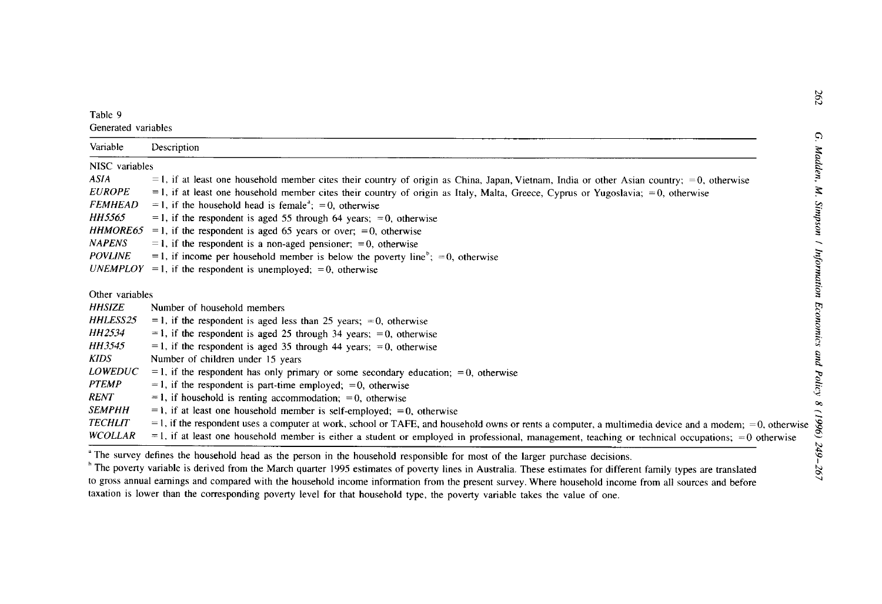Table 9
Generated variables

| Variable | Description |
| --- | --- |
| NISC variables | |
| *ASIA* | = 1, if at least one household member cites their country of origin as China, Japan, Vietnam, India or other Asian country; = 0, otherwise |
| *EUROPE* | = 1, if at least one household member cites their country of origin as Italy, Malta, Greece, Cyprus or Yugoslavia; = 0, otherwise |
| *FEMHEAD* | = 1, if the household head is female[a]; = 0, otherwise |
| *HH5565* | = 1, if the respondent is aged 55 through 64 years; = 0, otherwise |
| *HHMORE65* | = 1, if the respondent is aged 65 years or over; = 0, otherwise |
| *NAPENS* | = 1, if the respondent is a non-aged pensioner; = 0, otherwise |
| *POVLINE* | = 1, if income per household member is below the poverty line[b]; = 0, otherwise |
| *UNEMPLOY* | = 1, if the respondent is unemployed; = 0, otherwise |
| Other variables | |
| *HHSIZE* | Number of household members |
| *HHLESS25* | = 1, if the respondent is aged less than 25 years; = 0, otherwise |
| *HH2534* | = 1, if the respondent is aged 25 through 34 years; = 0, otherwise |
| *HH3545* | = 1, if the respondent is aged 35 through 44 years; = 0, otherwise |
| *KIDS* | Number of children under 15 years |
| *LOWEDUC* | = 1, if the respondent has only primary or some secondary education; = 0, otherwise |
| *PTEMP* | = 1, if the respondent is part-time employed; = 0, otherwise |
| *RENT* | = 1, if household is renting accommodation; = 0, otherwise |
| *SEMPHH* | = 1, if at least one household member is self-employed; = 0, otherwise |
| *TECHLIT* | = 1, if the respondent uses a computer at work, school or TAFE, and household owns or rents a computer, a multimedia device and a modem; = 0, otherwise |
| *WCOLLAR* | = 1, if at least one household member is either a student or employed in professional, management, teaching or technical occupations; = 0 otherwise |

[a] The survey defines the household head as the person in the household responsible for most of the larger purchase decisions.

[b] The poverty variable is derived from the March quarter 1995 estimates of poverty lines in Australia. These estimates for different family types are translated to gross annual earnings and compared with the household income information from the present survey. Where household income from all sources and before taxation is lower than the corresponding poverty level for that household type, the poverty variable takes the value of one.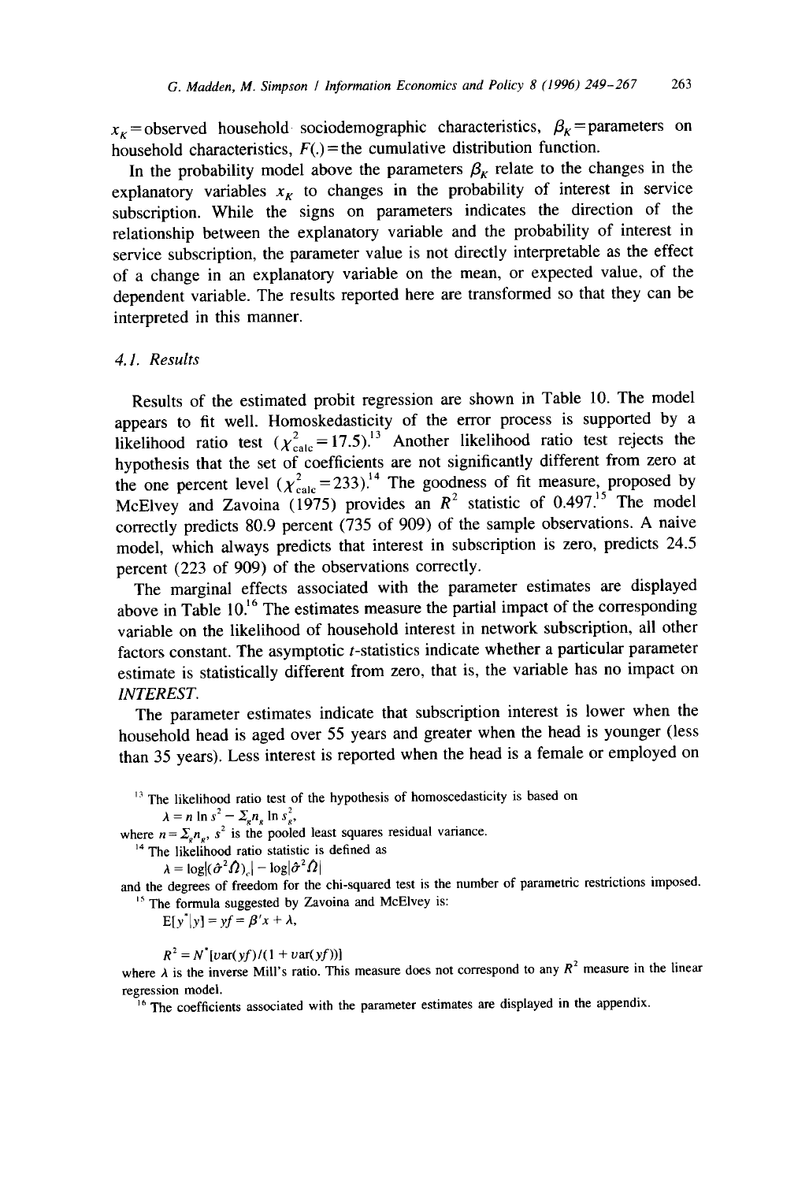$x_K$ = observed household sociodemographic characteristics, $\beta_K$ = parameters on household characteristics, $F(.)$ = the cumulative distribution function.

In the probability model above the parameters $\beta_K$ relate to the changes in the explanatory variables $x_K$ to changes in the probability of interest in service subscription. While the signs on parameters indicates the direction of the relationship between the explanatory variable and the probability of interest in service subscription, the parameter value is not directly interpretable as the effect of a change in an explanatory variable on the mean, or expected value, of the dependent variable. The results reported here are transformed so that they can be interpreted in this manner.

### 4.1. Results

Results of the estimated probit regression are shown in Table 10. The model appears to fit well. Homoskedasticity of the error process is supported by a likelihood ratio test ($\chi^2_{calc} = 17.5$).[13] Another likelihood ratio test rejects the hypothesis that the set of coefficients are not significantly different from zero at the one percent level ($\chi^2_{calc} = 233$).[14] The goodness of fit measure, proposed by McElvey and Zavoina (1975) provides an $R^2$ statistic of 0.497.[15] The model correctly predicts 80.9 percent (735 of 909) of the sample observations. A naive model, which always predicts that interest in subscription is zero, predicts 24.5 percent (223 of 909) of the observations correctly.

The marginal effects associated with the parameter estimates are displayed above in Table 10.[16] The estimates measure the partial impact of the corresponding variable on the likelihood of household interest in network subscription, all other factors constant. The asymptotic $t$-statistics indicate whether a particular parameter estimate is statistically different from zero, that is, the variable has no impact on *INTEREST*.

The parameter estimates indicate that subscription interest is lower when the household head is aged over 55 years and greater when the head is younger (less than 35 years). Less interest is reported when the head is a female or employed on

---

[13] The likelihood ratio test of the hypothesis of homoscedasticity is based on

$$\lambda = n \ln s^2 - \Sigma_g n_g \ln s_g^2,$$

where $n = \Sigma_g n_g$, $s^2$ is the pooled least squares residual variance.

[14] The likelihood ratio statistic is defined as

$$\lambda = \log|(\hat{\sigma}^2 \hat{\Omega})_c| - \log|\hat{\sigma}^2 \hat{\Omega}|$$

and the degrees of freedom for the chi-squared test is the number of parametric restrictions imposed.

[15] The formula suggested by Zavoina and McElvey is:

$$E[y^*|y] = yf = \beta' x + \lambda,$$

$$R^2 = N^*[var(yf)/(1 + var(yf))]$$

where $\lambda$ is the inverse Mill's ratio. This measure does not correspond to any $R^2$ measure in the linear regression model.

[16] The coefficients associated with the parameter estimates are displayed in the appendix.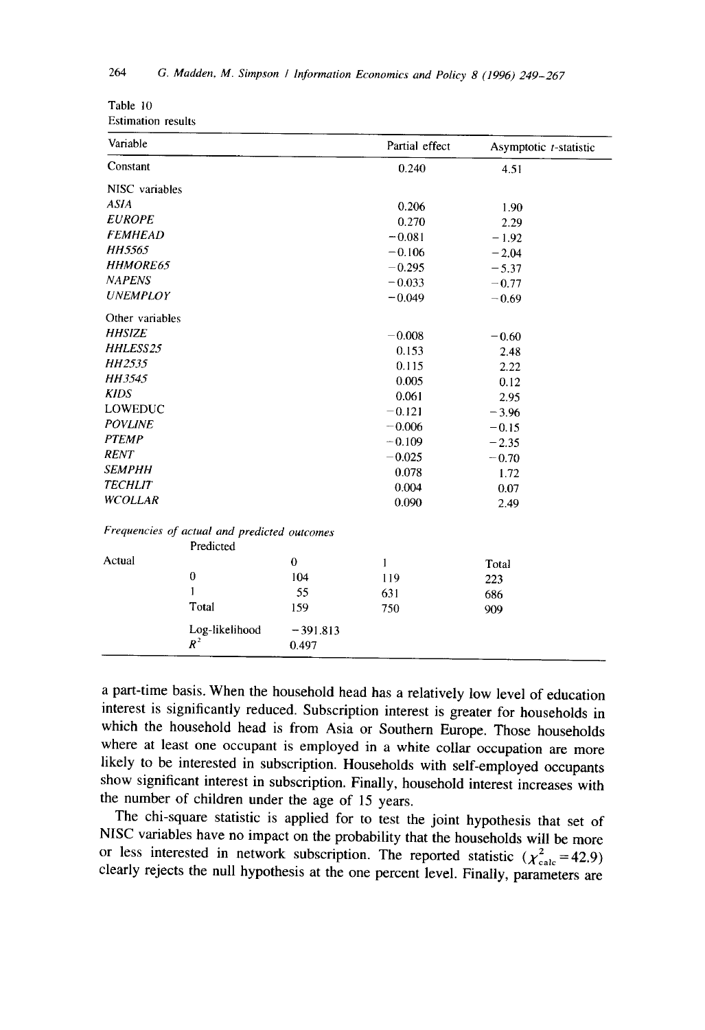Table 10
Estimation results

| Variable | Partial effect | Asymptotic *t*-statistic |
|---|---|---|
| Constant | 0.240 | 4.51 |
| NISC variables | | |
| *ASIA* | 0.206 | 1.90 |
| *EUROPE* | 0.270 | 2.29 |
| *FEMHEAD* | −0.081 | −1.92 |
| *HH5565* | −0.106 | −2.04 |
| *HHMORE65* | −0.295 | −5.37 |
| *NAPENS* | −0.033 | −0.77 |
| *UNEMPLOY* | −0.049 | −0.69 |
| Other variables | | |
| *HHSIZE* | −0.008 | −0.60 |
| *HHLESS25* | 0.153 | 2.48 |
| *HH2535* | 0.115 | 2.22 |
| *HH3545* | 0.005 | 0.12 |
| *KIDS* | 0.061 | 2.95 |
| LOWEDUC | −0.121 | −3.96 |
| *POVLINE* | −0.006 | −0.15 |
| *PTEMP* | −0.109 | −2.35 |
| *RENT* | −0.025 | −0.70 |
| *SEMPHH* | 0.078 | 1.72 |
| *TECHLIT* | 0.004 | 0.07 |
| *WCOLLAR* | 0.090 | 2.49 |

*Frequencies of actual and predicted outcomes*

| | | Predicted | | |
|---|---|---|---|---|
| Actual | | 0 | 1 | Total |
| | 0 | 104 | 119 | 223 |
| | 1 | 55 | 631 | 686 |
| | Total | 159 | 750 | 909 |
| | Log-likelihood | −391.813 | | |
| | $R^2$ | 0.497 | | |

a part-time basis. When the household head has a relatively low level of education interest is significantly reduced. Subscription interest is greater for households in which the household head is from Asia or Southern Europe. Those households where at least one occupant is employed in a white collar occupation are more likely to be interested in subscription. Households with self-employed occupants show significant interest in subscription. Finally, household interest increases with the number of children under the age of 15 years.

The chi-square statistic is applied for to test the joint hypothesis that set of NISC variables have no impact on the probability that the households will be more or less interested in network subscription. The reported statistic ($\chi^2_{\text{calc}} = 42.9$) clearly rejects the null hypothesis at the one percent level. Finally, parameters are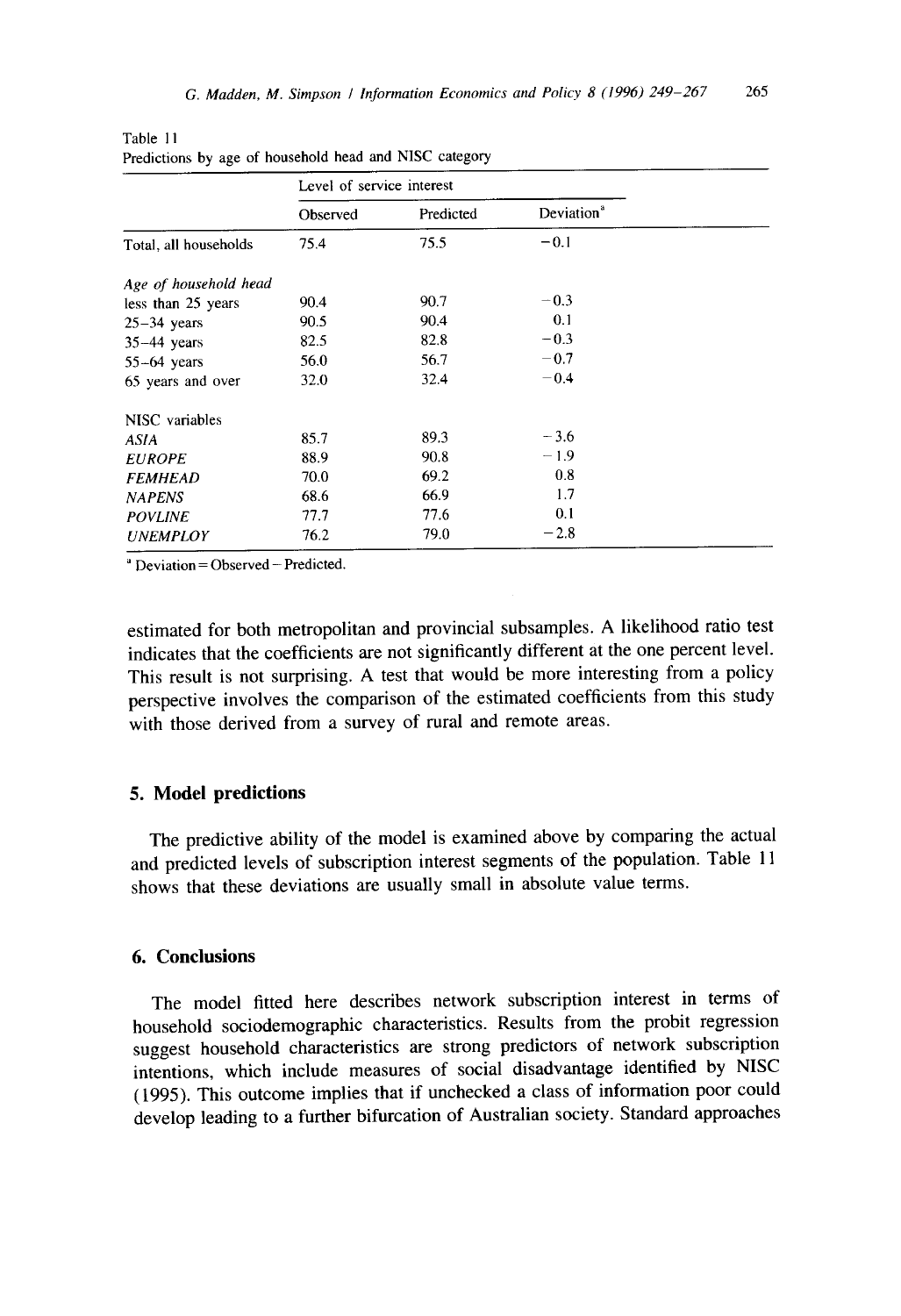Table 11
Predictions by age of household head and NISC category

| | Level of service interest | | |
|---|---|---|---|
| | Observed | Predicted | Deviation[a] |
| Total, all households | 75.4 | 75.5 | −0.1 |
| *Age of household head* | | | |
| less than 25 years | 90.4 | 90.7 | −0.3 |
| 25–34 years | 90.5 | 90.4 | 0.1 |
| 35–44 years | 82.5 | 82.8 | −0.3 |
| 55–64 years | 56.0 | 56.7 | −0.7 |
| 65 years and over | 32.0 | 32.4 | −0.4 |
| NISC variables | | | |
| *ASIA* | 85.7 | 89.3 | −3.6 |
| *EUROPE* | 88.9 | 90.8 | −1.9 |
| *FEMHEAD* | 70.0 | 69.2 | 0.8 |
| *NAPENS* | 68.6 | 66.9 | 1.7 |
| *POVLINE* | 77.7 | 77.6 | 0.1 |
| *UNEMPLOY* | 76.2 | 79.0 | −2.8 |

[a] Deviation = Observed − Predicted.

estimated for both metropolitan and provincial subsamples. A likelihood ratio test indicates that the coefficients are not significantly different at the one percent level. This result is not surprising. A test that would be more interesting from a policy perspective involves the comparison of the estimated coefficients from this study with those derived from a survey of rural and remote areas.

## 5. Model predictions

The predictive ability of the model is examined above by comparing the actual and predicted levels of subscription interest segments of the population. Table 11 shows that these deviations are usually small in absolute value terms.

## 6. Conclusions

The model fitted here describes network subscription interest in terms of household sociodemographic characteristics. Results from the probit regression suggest household characteristics are strong predictors of network subscription intentions, which include measures of social disadvantage identified by NISC (1995). This outcome implies that if unchecked a class of information poor could develop leading to a further bifurcation of Australian society. Standard approaches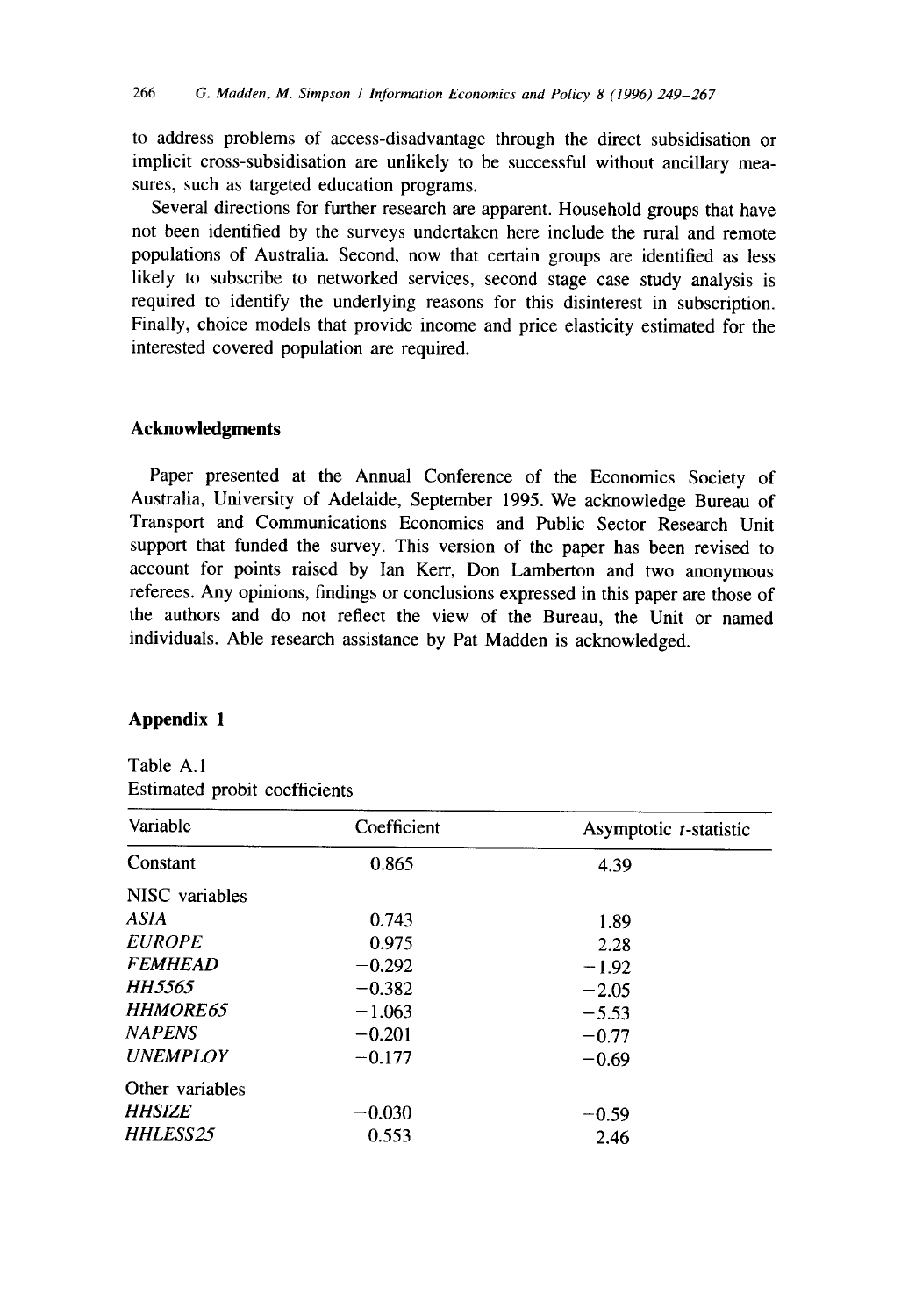to address problems of access-disadvantage through the direct subsidisation or implicit cross-subsidisation are unlikely to be successful without ancillary measures, such as targeted education programs.

Several directions for further research are apparent. Household groups that have not been identified by the surveys undertaken here include the rural and remote populations of Australia. Second, now that certain groups are identified as less likely to subscribe to networked services, second stage case study analysis is required to identify the underlying reasons for this disinterest in subscription. Finally, choice models that provide income and price elasticity estimated for the interested covered population are required.

## Acknowledgments

Paper presented at the Annual Conference of the Economics Society of Australia, University of Adelaide, September 1995. We acknowledge Bureau of Transport and Communications Economics and Public Sector Research Unit support that funded the survey. This version of the paper has been revised to account for points raised by Ian Kerr, Don Lamberton and two anonymous referees. Any opinions, findings or conclusions expressed in this paper are those of the authors and do not reflect the view of the Bureau, the Unit or named individuals. Able research assistance by Pat Madden is acknowledged.

## Appendix 1

Table A.1
Estimated probit coefficients

| Variable | Coefficient | Asymptotic $t$-statistic |
|---|---|---|
| Constant | 0.865 | 4.39 |
| NISC variables | | |
| *ASIA* | 0.743 | 1.89 |
| *EUROPE* | 0.975 | 2.28 |
| *FEMHEAD* | −0.292 | −1.92 |
| *HH5565* | −0.382 | −2.05 |
| *HHMORE65* | −1.063 | −5.53 |
| *NAPENS* | −0.201 | −0.77 |
| *UNEMPLOY* | −0.177 | −0.69 |
| Other variables | | |
| *HHSIZE* | −0.030 | −0.59 |
| *HHLESS25* | 0.553 | 2.46 |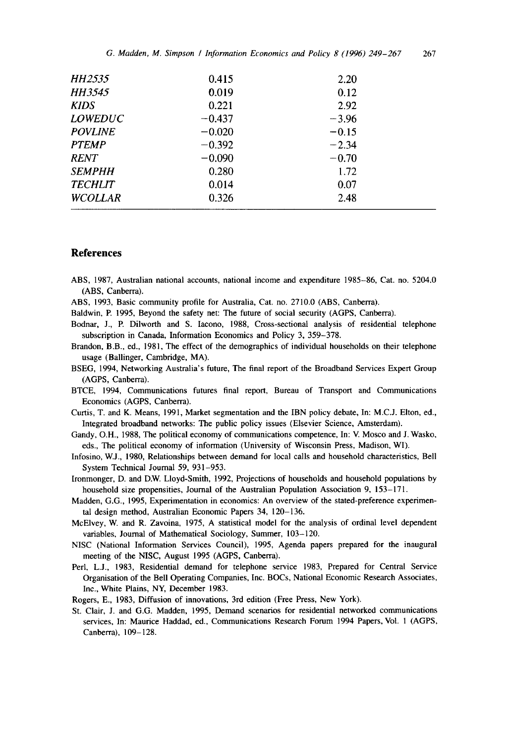| | | |
|---|---|---|
| *HH2535* | 0.415 | 2.20 |
| *HH3545* | 0.019 | 0.12 |
| *KIDS* | 0.221 | 2.92 |
| *LOWEDUC* | −0.437 | −3.96 |
| *POVLINE* | −0.020 | −0.15 |
| *PTEMP* | −0.392 | −2.34 |
| *RENT* | −0.090 | −0.70 |
| *SEMPHH* | 0.280 | 1.72 |
| *TECHLIT* | 0.014 | 0.07 |
| *WCOLLAR* | 0.326 | 2.48 |

## References

ABS, 1987, Australian national accounts, national income and expenditure 1985–86, Cat. no. 5204.0 (ABS, Canberra).

ABS, 1993, Basic community profile for Australia, Cat. no. 2710.0 (ABS, Canberra).

Baldwin, P. 1995, Beyond the safety net: The future of social security (AGPS, Canberra).

Bodnar, J., P. Dilworth and S. Iacono, 1988, Cross-sectional analysis of residential telephone subscription in Canada, Information Economics and Policy 3, 359–378.

Brandon, B.B., ed., 1981, The effect of the demographics of individual households on their telephone usage (Ballinger, Cambridge, MA).

BSEG, 1994, Networking Australia's future, The final report of the Broadband Services Expert Group (AGPS, Canberra).

BTCE, 1994, Communications futures final report, Bureau of Transport and Communications Economics (AGPS, Canberra).

Curtis, T. and K. Means, 1991, Market segmentation and the IBN policy debate, In: M.C.J. Elton, ed., Integrated broadband networks: The public policy issues (Elsevier Science, Amsterdam).

Gandy, O.H., 1988, The political economy of communications competence, In: V. Mosco and J. Wasko, eds., The political economy of information (University of Wisconsin Press, Madison, WI).

Infosino, W.J., 1980, Relationships between demand for local calls and household characteristics, Bell System Technical Journal 59, 931–953.

Ironmonger, D. and D.W. Lloyd-Smith, 1992, Projections of households and household populations by household size propensities, Journal of the Australian Population Association 9, 153–171.

Madden, G.G., 1995, Experimentation in economics: An overview of the stated-preference experimental design method, Australian Economic Papers 34, 120–136.

McElvey, W. and R. Zavoina, 1975, A statistical model for the analysis of ordinal level dependent variables, Journal of Mathematical Sociology, Summer, 103–120.

NISC (National Information Services Council), 1995, Agenda papers prepared for the inaugural meeting of the NISC, August 1995 (AGPS, Canberra).

Perl, L.J., 1983, Residential demand for telephone service 1983, Prepared for Central Service Organisation of the Bell Operating Companies, Inc. BOCs, National Economic Research Associates, Inc., White Plains, NY, December 1983.

Rogers, E., 1983, Diffusion of innovations, 3rd edition (Free Press, New York).

St. Clair, J. and G.G. Madden, 1995, Demand scenarios for residential networked communications services, In: Maurice Haddad, ed., Communications Research Forum 1994 Papers, Vol. 1 (AGPS, Canberra), 109–128.